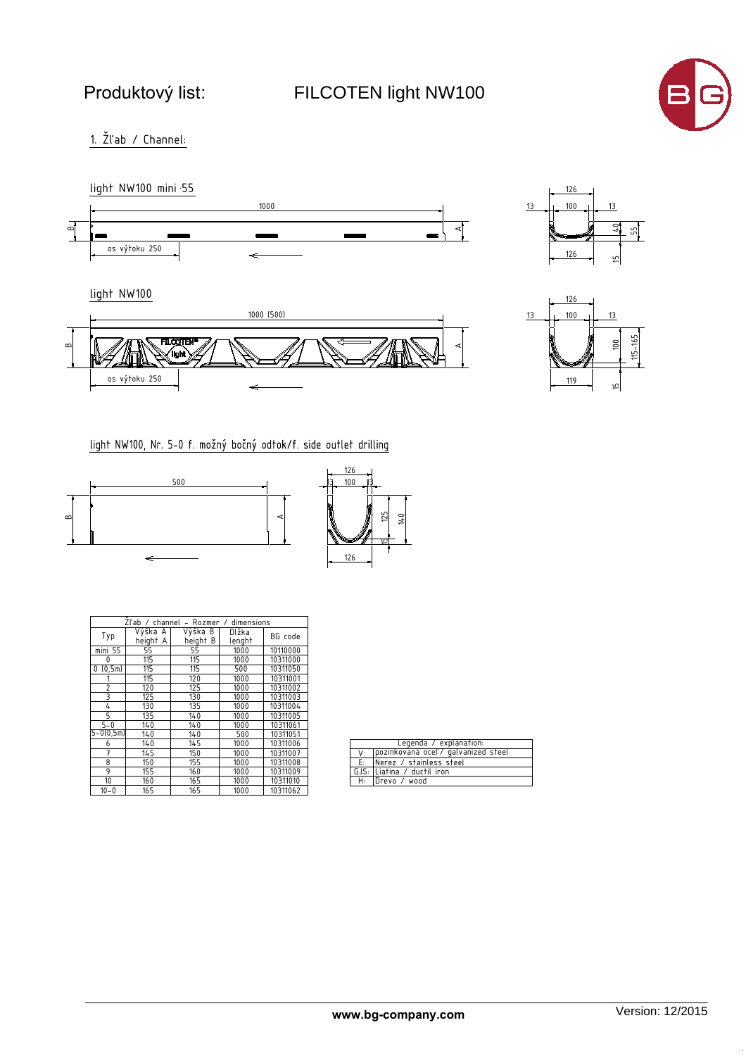# Produktový list: FILCOTEN light NW100

## 1. Žľab / Channel:

### light NW100 mini 55

1000

B A

os výtoku 250

126
13 100 13
40 55
126
15

### light NW100

1000 (500)

B A

FILCOTEN® light

os výtoku 250

126
13 100 13
100 115-165
119
15

### light NW100, Nr. 5-0 f. možný bočný odtok/f. side outlet drilling

500

B A

126
13 100 13
125 140
15
126

| Žľab / channel - Rozmer / dimensions | | | | |
|---|---|---|---|---|
| Typ | Výška A height A | Výška B height B | Dĺžka lenght | BG code |
| mini 55 | 55 | 55 | 1000 | 10110000 |
| 0 | 115 | 115 | 1000 | 10311000 |
| 0 (0,5m) | 115 | 115 | 500 | 10311050 |
| 1 | 115 | 120 | 1000 | 10311001 |
| 2 | 120 | 125 | 1000 | 10311002 |
| 3 | 125 | 130 | 1000 | 10311003 |
| 4 | 130 | 135 | 1000 | 10311004 |
| 5 | 135 | 140 | 1000 | 10311005 |
| 5-0 | 140 | 140 | 1000 | 10311061 |
| 5-0(0,5m) | 140 | 140 | 500 | 10311051 |
| 6 | 140 | 145 | 1000 | 10311006 |
| 7 | 145 | 150 | 1000 | 10311007 |
| 8 | 150 | 155 | 1000 | 10311008 |
| 9 | 155 | 160 | 1000 | 10311009 |
| 10 | 160 | 165 | 1000 | 10311010 |
| 10-0 | 165 | 165 | 1000 | 10311062 |

| Legenda / explanation: | |
|---|---|
| V: | pozinkovaná oceľ / galvanized steel |
| E: | Nerez / stainless steel |
| GJS: | Liatina / ductil iron |
| H: | Drevo / wood |

www.bg-company.com

Version: 12/2015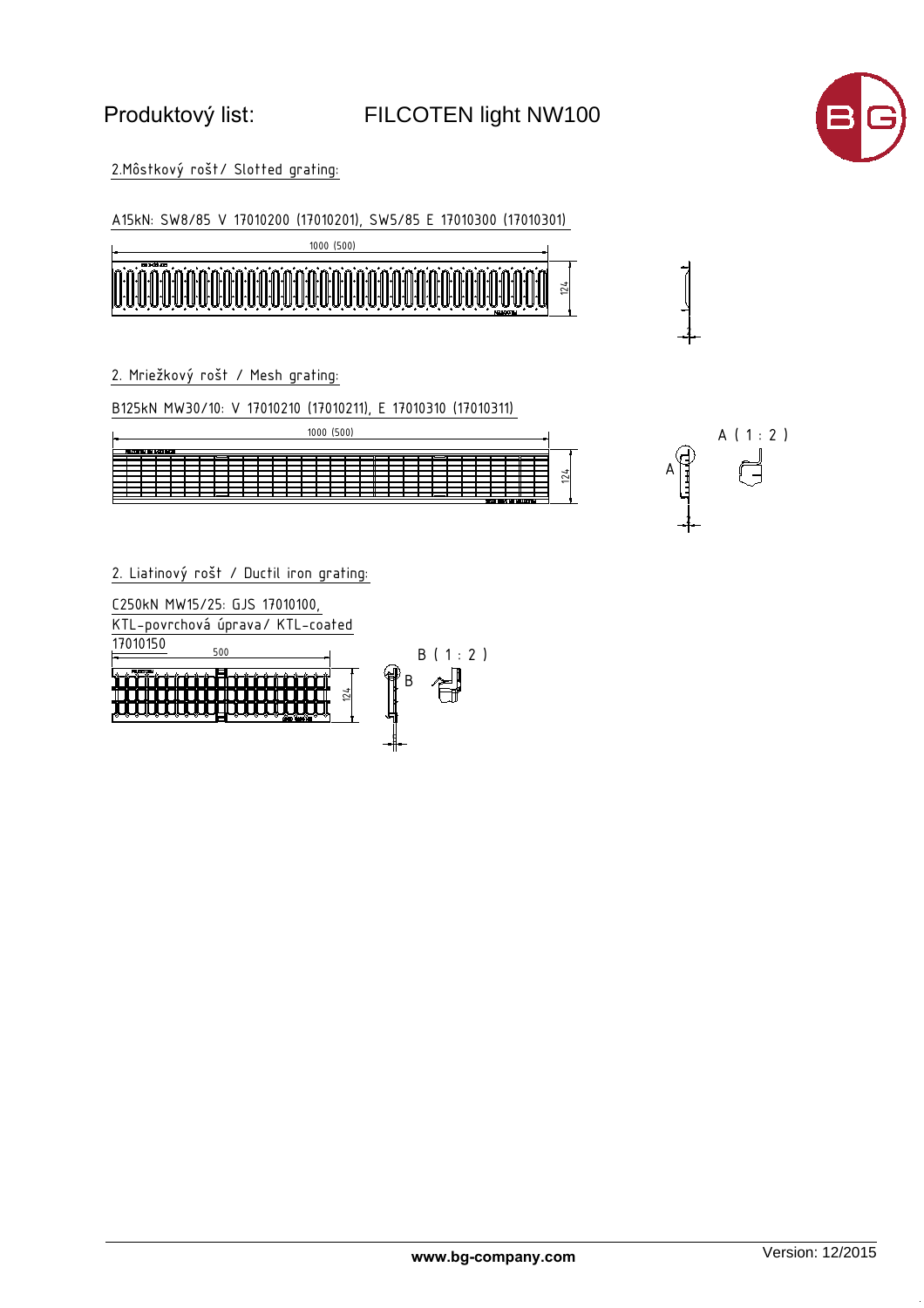Produktový list: FILCOTEN light NW100

2.Môstkový rošt/ Slotted grating:

A15kN: SW8/85 V 17010200 (17010201), SW5/85 E 17010300 (17010301)

1000 (500)

124

2. Mriežkový rošt / Mesh grating:

B125kN MW30/10: V 17010210 (17010211), E 17010310 (17010311)

1000 (500)

124

A ( 1 : 2 )

A

2. Liatinový rošt / Ductil iron grating:

C250kN MW15/25: GJS 17010100,

KTL-povrchová úprava/ KTL-coated

17010150

500

124

B ( 1 : 2 )

B

www.bg-company.com

Version: 12/2015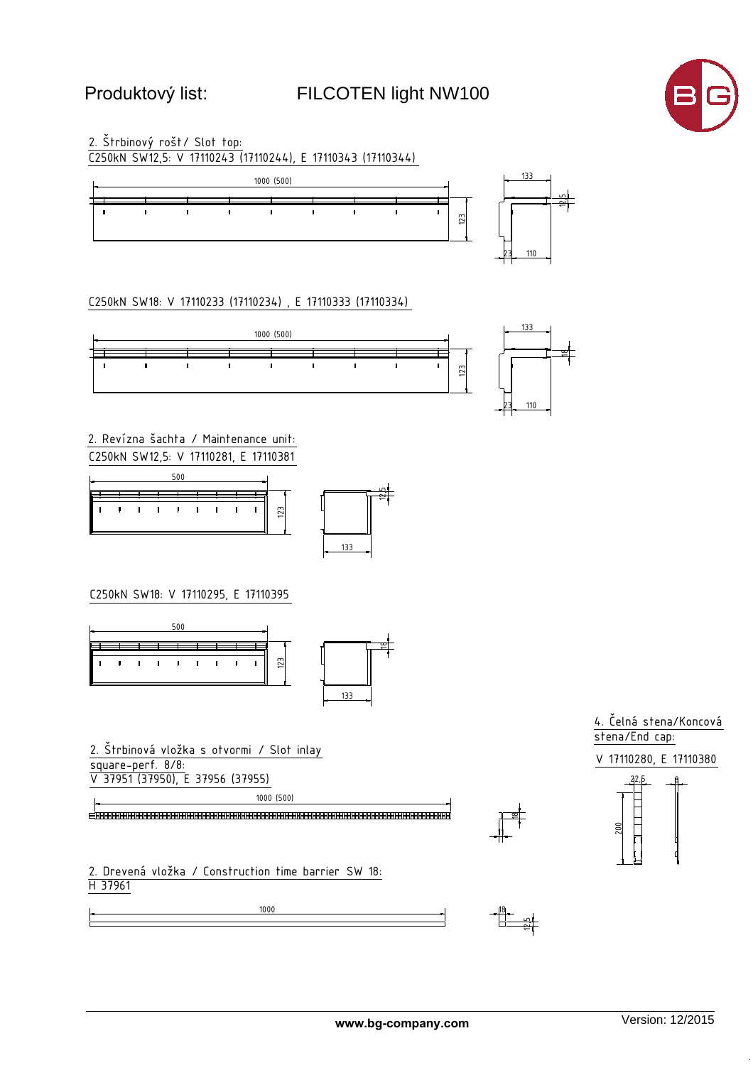# Produktový list: FILCOTEN light NW100

## 2. Štrbinový rošt / Slot top:

C250kN SW12,5: V 17110243 (17110244), E 17110343 (17110344)

1000 (500)

123

133

12,5

23 110

C250kN SW18: V 17110233 (17110234) , E 17110333 (17110334)

1000 (500)

123

133

18

23 110

## 2. Revízna šachta / Maintenance unit:

C250kN SW12,5: V 17110281, E 17110381

500

123

12,5

133

C250kN SW18: V 17110295, E 17110395

500

123

18

133

## 2. Štrbinová vložka s otvormi / Slot inlay

square-perf. 8/8:

V 37951 (37950), E 37956 (37955)

1000 (500)

18

11

## 2. Drevená vložka / Construction time barrier SW 18:

H 37961

1000

18

12,5

## 4. Čelná stena/Koncová stena/End cap:

V 17110280, E 17110380

22,5

8

200

www.bg-company.com

Version: 12/2015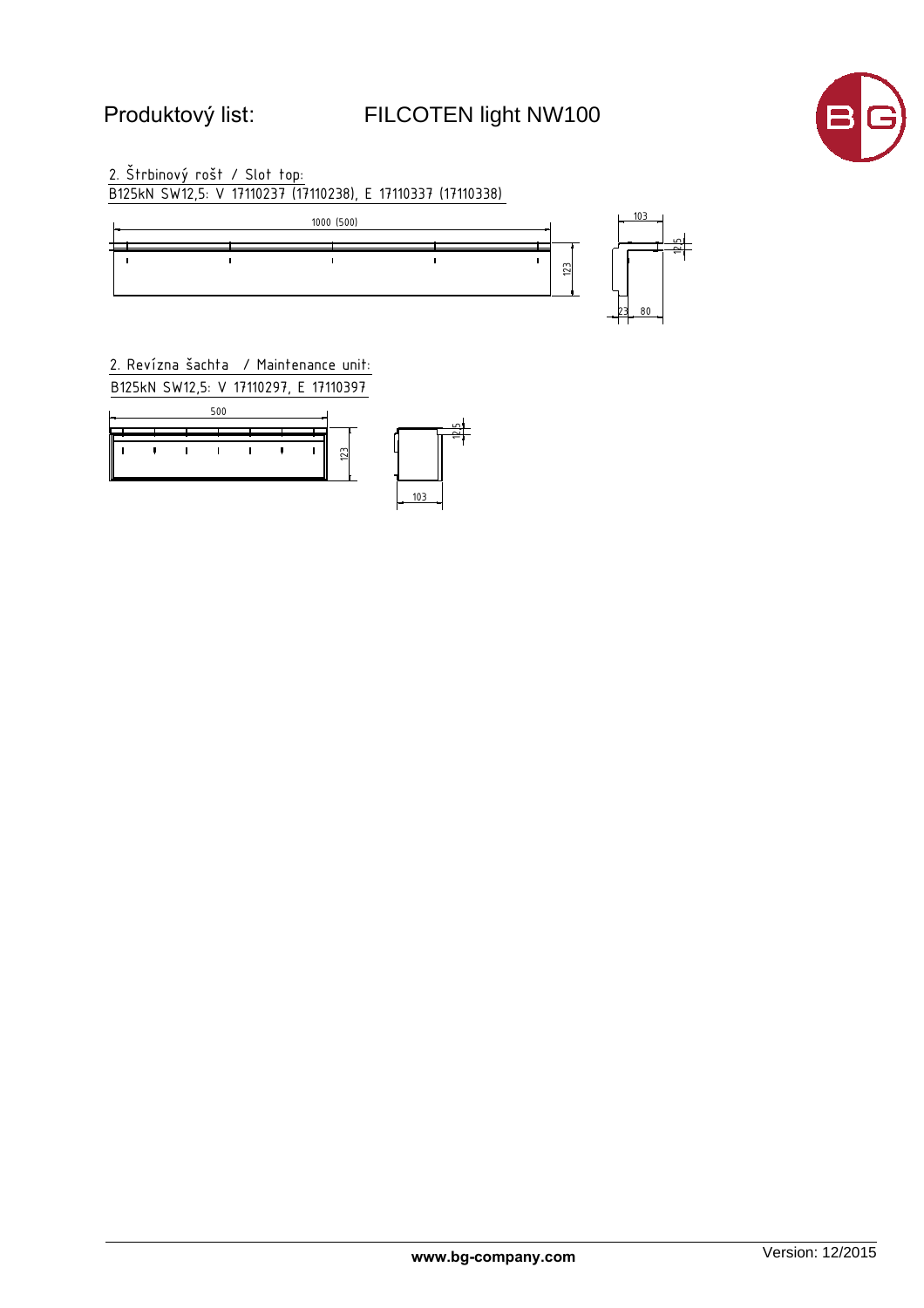# Produktový list: FILCOTEN light NW100

2. Štrbinový rošt / Slot top:

B125kN SW12,5: V 17110237 (17110238), E 17110337 (17110338)

1000 (500)

123

103

12,5

23 80

2. Revízna šachta / Maintenance unit:

B125kN SW12,5: V 17110297, E 17110397

500

123

12,5

103

www.bg-company.com

Version: 12/2015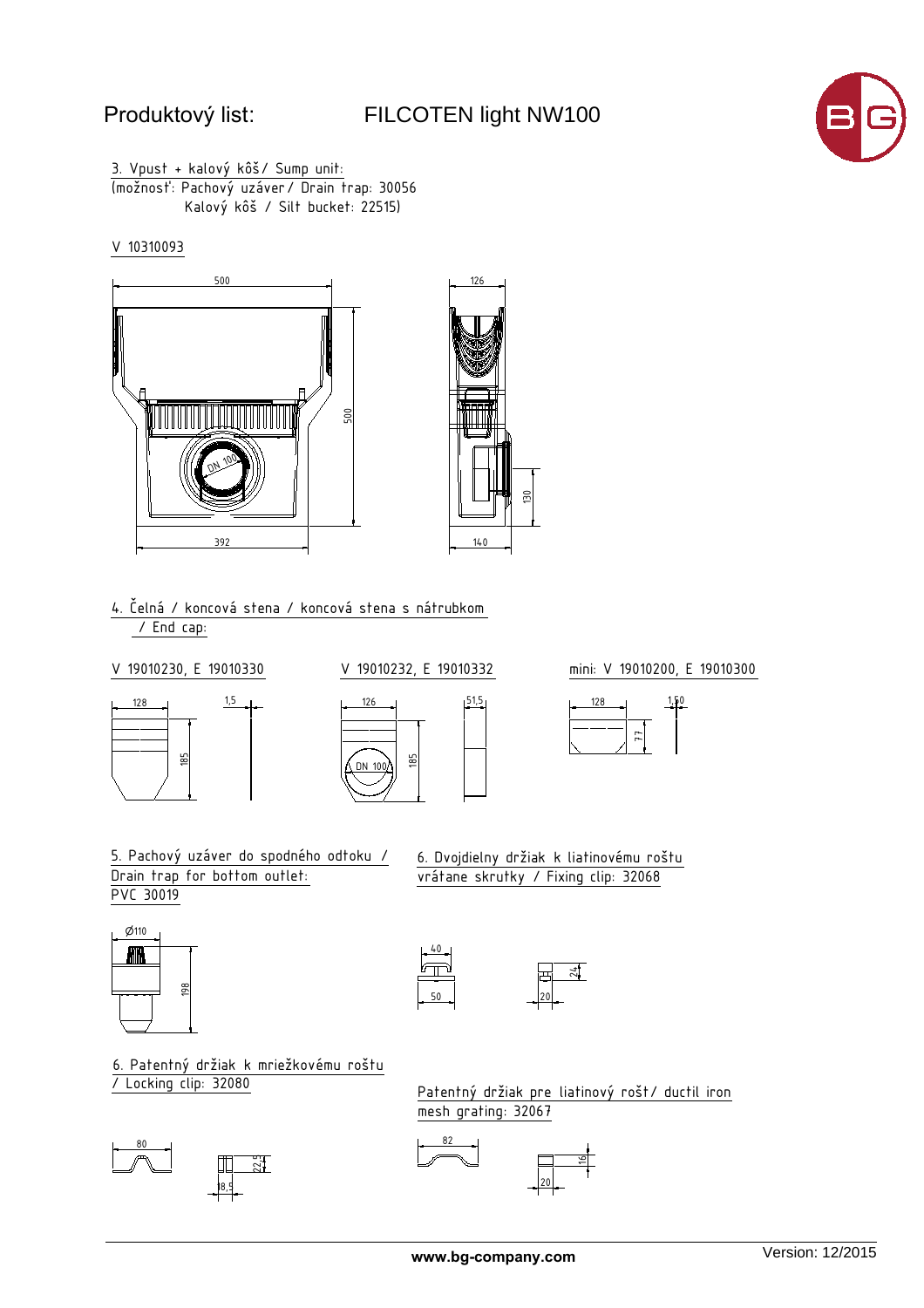# Produktový list: FILCOTEN light NW100

3. Vpust + kalový kôš / Sump unit:
(možnosť: Pachový uzáver / Drain trap: 30056
Kalový kôš / Silt bucket: 22515)

V 10310093

500

500

DN 100

392

126

130

140

4. Čelná / koncová stena / koncová stena s nátrubkom / End cap:

V 19010230, E 19010330

128

1,5

185

V 19010232, E 19010332

126

51,5

DN 100

185

mini: V 19010200, E 19010300

128

1,50

77

5. Pachový uzáver do spodného odtoku / Drain trap for bottom outlet:
PVC 30019

Ø110

198

6. Dvojdielny držiak k liatinovému roštu vrátane skrutky / Fixing clip: 32068

40

50

24

20

6. Patentný držiak k mriežkovému roštu / Locking clip: 32080

80

22,5

18,5

Patentný držiak pre liatinový rošt / ductil iron mesh grating: 32067

82

16

20

www.bg-company.com

Version: 12/2015